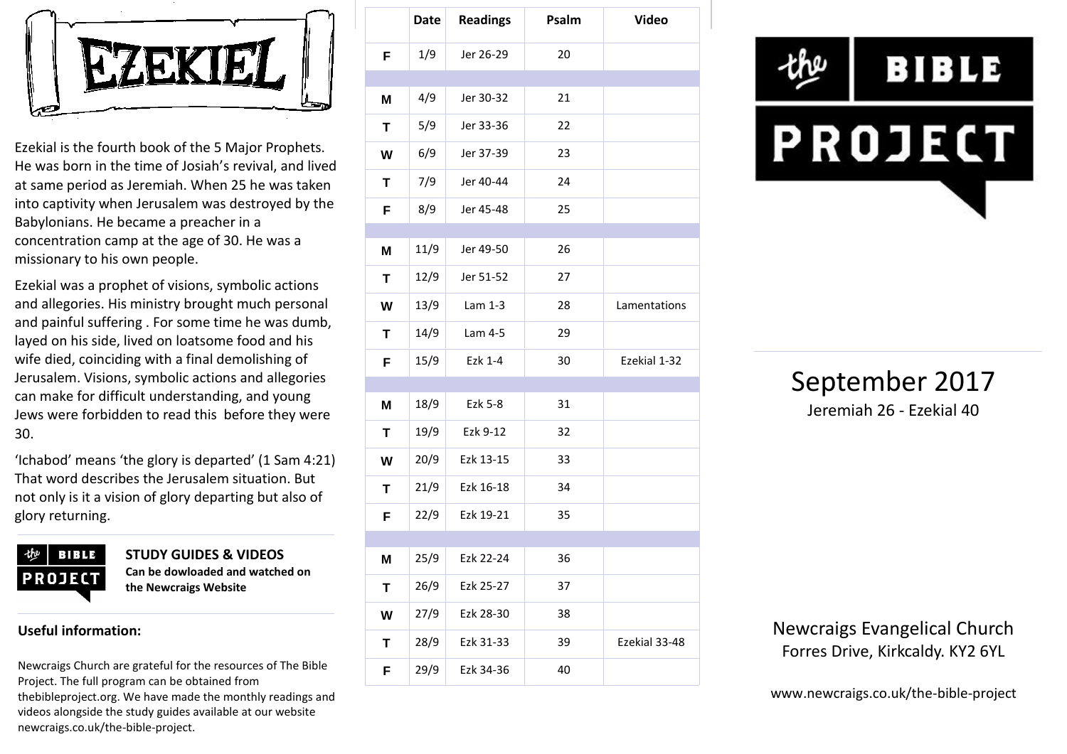# EZEKIEL

Ezekial is the fourth book of the 5 Major Prophets. He was born in the time of Josiah's revival, and lived at same period as Jeremiah. When 25 he was taken into captivity when Jerusalem was destroyed by the Babylonians. He became a preacher in a concentration camp at the age of 30. He was a missionary to his own people.

Ezekial was a prophet of visions, symbolic actions and allegories. His ministry brought much personal and painful suffering . For some time he was dumb, layed on his side, lived on loatsome food and his wife died, coinciding with a final demolishing of Jerusalem. Visions, symbolic actions and allegories can make for difficult understanding, and young Jews were forbidden to read this before they were 30.

'Ichabod' means 'the glory is departed' (1 Sam 4:21) That word describes the Jerusalem situation. But not only is it a vision of glory departing but also of glory returning.

**STUDY GUIDES & VIDEOS**
**Can be dowloaded and watched on the Newcraigs Website**

**Useful information:**

Newcraigs Church are grateful for the resources of The Bible Project. The full program can be obtained from thebibleproject.org. We have made the monthly readings and videos alongside the study guides available at our website newcraigs.co.uk/the-bible-project.

| | Date | Readings | Psalm | Video |
|---|---|---|---|---|
| F | 1/9 | Jer 26-29 | 20 | |
| | | | | |
| M | 4/9 | Jer 30-32 | 21 | |
| T | 5/9 | Jer 33-36 | 22 | |
| W | 6/9 | Jer 37-39 | 23 | |
| T | 7/9 | Jer 40-44 | 24 | |
| F | 8/9 | Jer 45-48 | 25 | |
| | | | | |
| M | 11/9 | Jer 49-50 | 26 | |
| T | 12/9 | Jer 51-52 | 27 | |
| W | 13/9 | Lam 1-3 | 28 | Lamentations |
| T | 14/9 | Lam 4-5 | 29 | |
| F | 15/9 | Ezk 1-4 | 30 | Ezekial 1-32 |
| | | | | |
| M | 18/9 | Ezk 5-8 | 31 | |
| T | 19/9 | Ezk 9-12 | 32 | |
| W | 20/9 | Ezk 13-15 | 33 | |
| T | 21/9 | Ezk 16-18 | 34 | |
| F | 22/9 | Ezk 19-21 | 35 | |
| | | | | |
| M | 25/9 | Ezk 22-24 | 36 | |
| T | 26/9 | Ezk 25-27 | 37 | |
| W | 27/9 | Ezk 28-30 | 38 | |
| T | 28/9 | Ezk 31-33 | 39 | Ezekial 33-48 |
| F | 29/9 | Ezk 34-36 | 40 | |

# the BIBLE PROJECT

## September 2017

Jeremiah 26 - Ezekial 40

Newcraigs Evangelical Church
Forres Drive, Kirkcaldy. KY2 6YL

www.newcraigs.co.uk/the-bible-project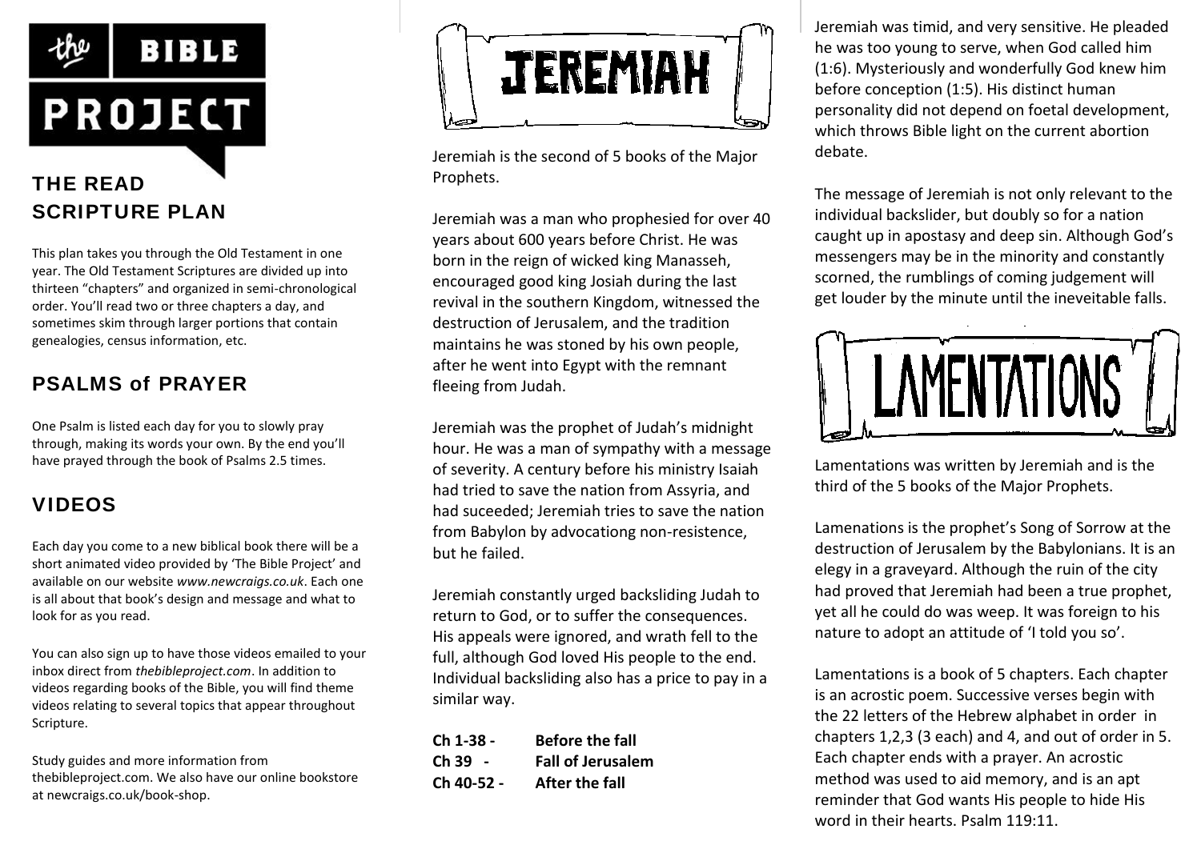# the BIBLE PROJECT

## THE READ SCRIPTURE PLAN

This plan takes you through the Old Testament in one year. The Old Testament Scriptures are divided up into thirteen "chapters" and organized in semi-chronological order. You'll read two or three chapters a day, and sometimes skim through larger portions that contain genealogies, census information, etc.

## PSALMS of PRAYER

One Psalm is listed each day for you to slowly pray through, making its words your own. By the end you'll have prayed through the book of Psalms 2.5 times.

## VIDEOS

Each day you come to a new biblical book there will be a short animated video provided by 'The Bible Project' and available on our website *www.newcraigs.co.uk*. Each one is all about that book's design and message and what to look for as you read.

You can also sign up to have those videos emailed to your inbox direct from *thebibleproject.com*. In addition to videos regarding books of the Bible, you will find theme videos relating to several topics that appear throughout Scripture.

Study guides and more information from thebibleproject.com. We also have our online bookstore at newcraigs.co.uk/book-shop.

# JEREMIAH

Jeremiah is the second of 5 books of the Major Prophets.

Jeremiah was a man who prophesied for over 40 years about 600 years before Christ. He was born in the reign of wicked king Manasseh, encouraged good king Josiah during the last revival in the southern Kingdom, witnessed the destruction of Jerusalem, and the tradition maintains he was stoned by his own people, after he went into Egypt with the remnant fleeing from Judah.

Jeremiah was the prophet of Judah's midnight hour. He was a man of sympathy with a message of severity. A century before his ministry Isaiah had tried to save the nation from Assyria, and had suceeded; Jeremiah tries to save the nation from Babylon by advocationg non-resistence, but he failed.

Jeremiah constantly urged backsliding Judah to return to God, or to suffer the consequences. His appeals were ignored, and wrath fell to the full, although God loved His people to the end. Individual backsliding also has a price to pay in a similar way.

**Ch 1-38 -** **Before the fall**
**Ch 39 -** **Fall of Jerusalem**
**Ch 40-52 -** **After the fall**

Jeremiah was timid, and very sensitive. He pleaded he was too young to serve, when God called him (1:6). Mysteriously and wonderfully God knew him before conception (1:5). His distinct human personality did not depend on foetal development, which throws Bible light on the current abortion debate.

The message of Jeremiah is not only relevant to the individual backslider, but doubly so for a nation caught up in apostasy and deep sin. Although God's messengers may be in the minority and constantly scorned, the rumblings of coming judgement will get louder by the minute until the ineveitable falls.

# LAMENTATIONS

Lamentations was written by Jeremiah and is the third of the 5 books of the Major Prophets.

Lamenations is the prophet's Song of Sorrow at the destruction of Jerusalem by the Babylonians. It is an elegy in a graveyard. Although the ruin of the city had proved that Jeremiah had been a true prophet, yet all he could do was weep. It was foreign to his nature to adopt an attitude of 'I told you so'.

Lamentations is a book of 5 chapters. Each chapter is an acrostic poem. Successive verses begin with the 22 letters of the Hebrew alphabet in order in chapters 1,2,3 (3 each) and 4, and out of order in 5. Each chapter ends with a prayer. An acrostic method was used to aid memory, and is an apt reminder that God wants His people to hide His word in their hearts. Psalm 119:11.